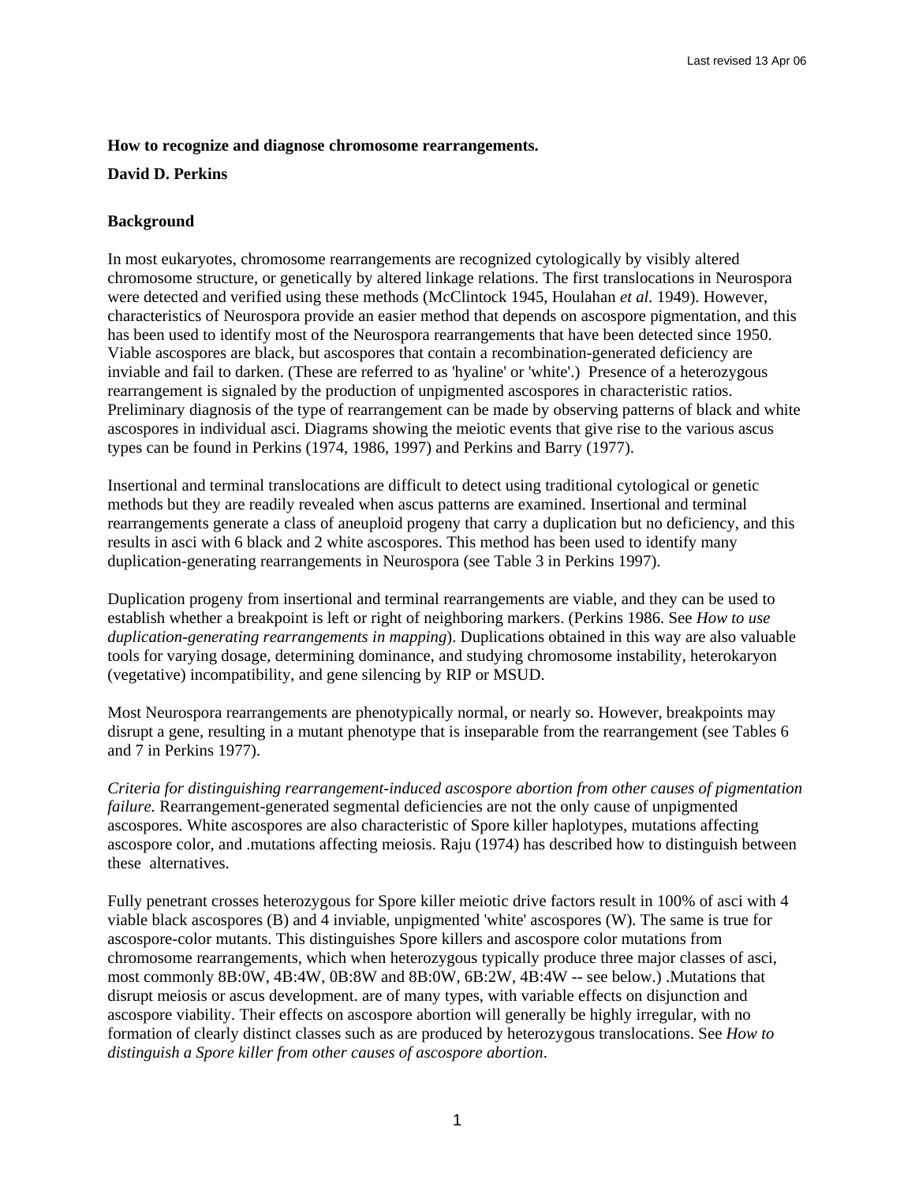Last revised 13 Apr 06

**How to recognize and diagnose chromosome rearrangements.**

**David D. Perkins**

## Background

In most eukaryotes, chromosome rearrangements are recognized cytologically by visibly altered chromosome structure, or genetically by altered linkage relations. The first translocations in Neurospora were detected and verified using these methods (McClintock 1945, Houlahan *et al.* 1949). However, characteristics of Neurospora provide an easier method that depends on ascospore pigmentation, and this has been used to identify most of the Neurospora rearrangements that have been detected since 1950. Viable ascospores are black, but ascospores that contain a recombination-generated deficiency are inviable and fail to darken. (These are referred to as 'hyaline' or 'white'.) Presence of a heterozygous rearrangement is signaled by the production of unpigmented ascospores in characteristic ratios. Preliminary diagnosis of the type of rearrangement can be made by observing patterns of black and white ascospores in individual asci. Diagrams showing the meiotic events that give rise to the various ascus types can be found in Perkins (1974, 1986, 1997) and Perkins and Barry (1977).

Insertional and terminal translocations are difficult to detect using traditional cytological or genetic methods but they are readily revealed when ascus patterns are examined. Insertional and terminal rearrangements generate a class of aneuploid progeny that carry a duplication but no deficiency, and this results in asci with 6 black and 2 white ascospores. This method has been used to identify many duplication-generating rearrangements in Neurospora (see Table 3 in Perkins 1997).

Duplication progeny from insertional and terminal rearrangements are viable, and they can be used to establish whether a breakpoint is left or right of neighboring markers. (Perkins 1986. See *How to use duplication-generating rearrangements in mapping*). Duplications obtained in this way are also valuable tools for varying dosage, determining dominance, and studying chromosome instability, heterokaryon (vegetative) incompatibility, and gene silencing by RIP or MSUD.

Most Neurospora rearrangements are phenotypically normal, or nearly so. However, breakpoints may disrupt a gene, resulting in a mutant phenotype that is inseparable from the rearrangement (see Tables 6 and 7 in Perkins 1977).

*Criteria for distinguishing rearrangement-induced ascospore abortion from other causes of pigmentation failure.* Rearrangement-generated segmental deficiencies are not the only cause of unpigmented ascospores. White ascospores are also characteristic of Spore killer haplotypes, mutations affecting ascospore color, and .mutations affecting meiosis. Raju (1974) has described how to distinguish between these alternatives.

Fully penetrant crosses heterozygous for Spore killer meiotic drive factors result in 100% of asci with 4 viable black ascospores (B) and 4 inviable, unpigmented 'white' ascospores (W). The same is true for ascospore-color mutants. This distinguishes Spore killers and ascospore color mutations from chromosome rearrangements, which when heterozygous typically produce three major classes of asci, most commonly 8B:0W, 4B:4W, 0B:8W and 8B:0W, 6B:2W, 4B:4W -- see below.) .Mutations that disrupt meiosis or ascus development. are of many types, with variable effects on disjunction and ascospore viability. Their effects on ascospore abortion will generally be highly irregular, with no formation of clearly distinct classes such as are produced by heterozygous translocations. See *How to distinguish a Spore killer from other causes of ascospore abortion*.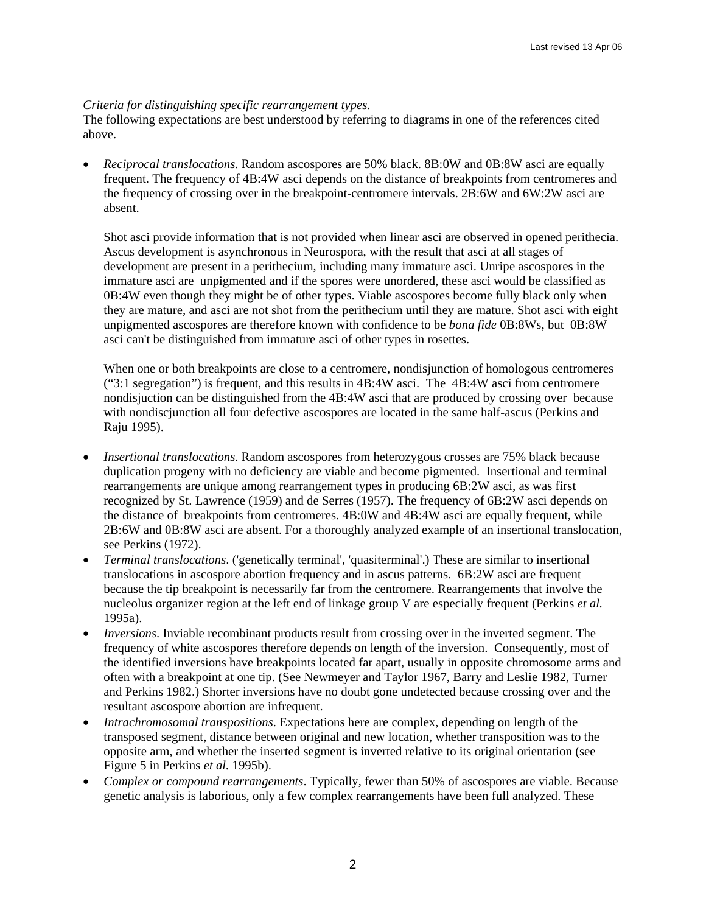*Criteria for distinguishing specific rearrangement types*.

The following expectations are best understood by referring to diagrams in one of the references cited above.

- *Reciprocal translocations*. Random ascospores are 50% black. 8B:0W and 0B:8W asci are equally frequent. The frequency of 4B:4W asci depends on the distance of breakpoints from centromeres and the frequency of crossing over in the breakpoint-centromere intervals. 2B:6W and 6W:2W asci are absent.

  Shot asci provide information that is not provided when linear asci are observed in opened perithecia. Ascus development is asynchronous in Neurospora, with the result that asci at all stages of development are present in a perithecium, including many immature asci. Unripe ascospores in the immature asci are unpigmented and if the spores were unordered, these asci would be classified as 0B:4W even though they might be of other types. Viable ascospores become fully black only when they are mature, and asci are not shot from the perithecium until they are mature. Shot asci with eight unpigmented ascospores are therefore known with confidence to be *bona fide* 0B:8Ws, but 0B:8W asci can't be distinguished from immature asci of other types in rosettes.

  When one or both breakpoints are close to a centromere, nondisjunction of homologous centromeres ("3:1 segregation") is frequent, and this results in 4B:4W asci. The 4B:4W asci from centromere nondisjuction can be distinguished from the 4B:4W asci that are produced by crossing over because with nondiscjunction all four defective ascospores are located in the same half-ascus (Perkins and Raju 1995).

- *Insertional translocations*. Random ascospores from heterozygous crosses are 75% black because duplication progeny with no deficiency are viable and become pigmented. Insertional and terminal rearrangements are unique among rearrangement types in producing 6B:2W asci, as was first recognized by St. Lawrence (1959) and de Serres (1957). The frequency of 6B:2W asci depends on the distance of breakpoints from centromeres. 4B:0W and 4B:4W asci are equally frequent, while 2B:6W and 0B:8W asci are absent. For a thoroughly analyzed example of an insertional translocation, see Perkins (1972).
- *Terminal translocations*. ('genetically terminal', 'quasiterminal'.) These are similar to insertional translocations in ascospore abortion frequency and in ascus patterns. 6B:2W asci are frequent because the tip breakpoint is necessarily far from the centromere. Rearrangements that involve the nucleolus organizer region at the left end of linkage group V are especially frequent (Perkins *et al.* 1995a).
- *Inversions*. Inviable recombinant products result from crossing over in the inverted segment. The frequency of white ascospores therefore depends on length of the inversion. Consequently, most of the identified inversions have breakpoints located far apart, usually in opposite chromosome arms and often with a breakpoint at one tip. (See Newmeyer and Taylor 1967, Barry and Leslie 1982, Turner and Perkins 1982.) Shorter inversions have no doubt gone undetected because crossing over and the resultant ascospore abortion are infrequent.
- *Intrachromosomal transpositions*. Expectations here are complex, depending on length of the transposed segment, distance between original and new location, whether transposition was to the opposite arm, and whether the inserted segment is inverted relative to its original orientation (see Figure 5 in Perkins *et al.* 1995b).
- *Complex or compound rearrangements*. Typically, fewer than 50% of ascospores are viable. Because genetic analysis is laborious, only a few complex rearrangements have been full analyzed. These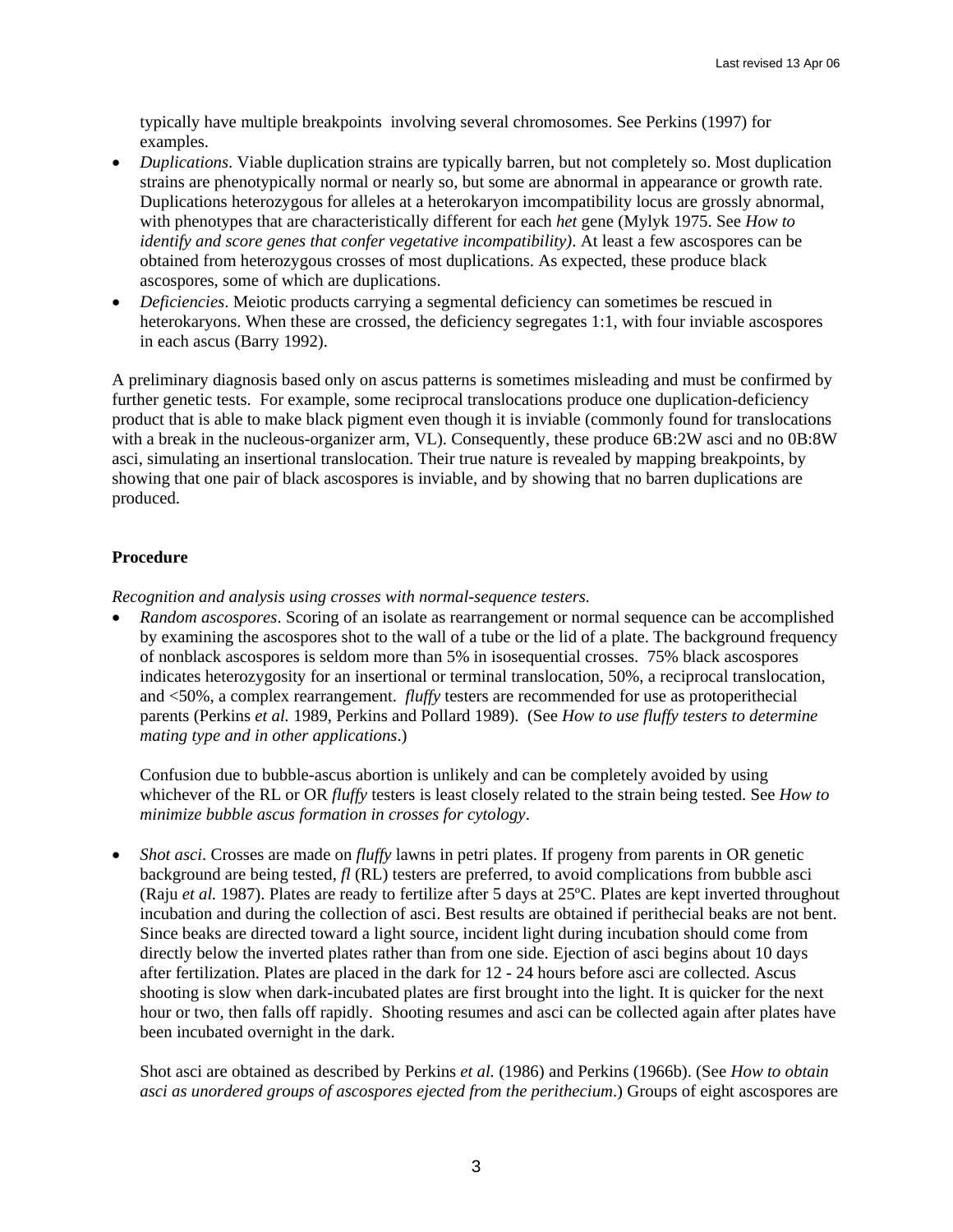typically have multiple breakpoints involving several chromosomes. See Perkins (1997) for examples.

- *Duplications*. Viable duplication strains are typically barren, but not completely so. Most duplication strains are phenotypically normal or nearly so, but some are abnormal in appearance or growth rate. Duplications heterozygous for alleles at a heterokaryon imcompatibility locus are grossly abnormal, with phenotypes that are characteristically different for each *het* gene (Mylyk 1975. See *How to identify and score genes that confer vegetative incompatibility)*. At least a few ascospores can be obtained from heterozygous crosses of most duplications. As expected, these produce black ascospores, some of which are duplications.
- *Deficiencies*. Meiotic products carrying a segmental deficiency can sometimes be rescued in heterokaryons. When these are crossed, the deficiency segregates 1:1, with four inviable ascospores in each ascus (Barry 1992).

A preliminary diagnosis based only on ascus patterns is sometimes misleading and must be confirmed by further genetic tests. For example, some reciprocal translocations produce one duplication-deficiency product that is able to make black pigment even though it is inviable (commonly found for translocations with a break in the nucleous-organizer arm, VL). Consequently, these produce 6B:2W asci and no 0B:8W asci, simulating an insertional translocation. Their true nature is revealed by mapping breakpoints, by showing that one pair of black ascospores is inviable, and by showing that no barren duplications are produced.

## Procedure

*Recognition and analysis using crosses with normal-sequence testers.*

- *Random ascospores*. Scoring of an isolate as rearrangement or normal sequence can be accomplished by examining the ascospores shot to the wall of a tube or the lid of a plate. The background frequency of nonblack ascospores is seldom more than 5% in isosequential crosses. 75% black ascospores indicates heterozygosity for an insertional or terminal translocation, 50%, a reciprocal translocation, and <50%, a complex rearrangement. *fluffy* testers are recommended for use as protoperithecial parents (Perkins *et al.* 1989, Perkins and Pollard 1989). (See *How to use fluffy testers to determine mating type and in other applications*.)

  Confusion due to bubble-ascus abortion is unlikely and can be completely avoided by using whichever of the RL or OR *fluffy* testers is least closely related to the strain being tested. See *How to minimize bubble ascus formation in crosses for cytology*.

- *Shot asci*. Crosses are made on *fluffy* lawns in petri plates. If progeny from parents in OR genetic background are being tested, *fl* (RL) testers are preferred, to avoid complications from bubble asci (Raju *et al.* 1987). Plates are ready to fertilize after 5 days at 25ºC. Plates are kept inverted throughout incubation and during the collection of asci. Best results are obtained if perithecial beaks are not bent. Since beaks are directed toward a light source, incident light during incubation should come from directly below the inverted plates rather than from one side. Ejection of asci begins about 10 days after fertilization. Plates are placed in the dark for 12 - 24 hours before asci are collected. Ascus shooting is slow when dark-incubated plates are first brought into the light. It is quicker for the next hour or two, then falls off rapidly. Shooting resumes and asci can be collected again after plates have been incubated overnight in the dark.

  Shot asci are obtained as described by Perkins *et al.* (1986) and Perkins (1966b). (See *How to obtain asci as unordered groups of ascospores ejected from the perithecium*.) Groups of eight ascospores are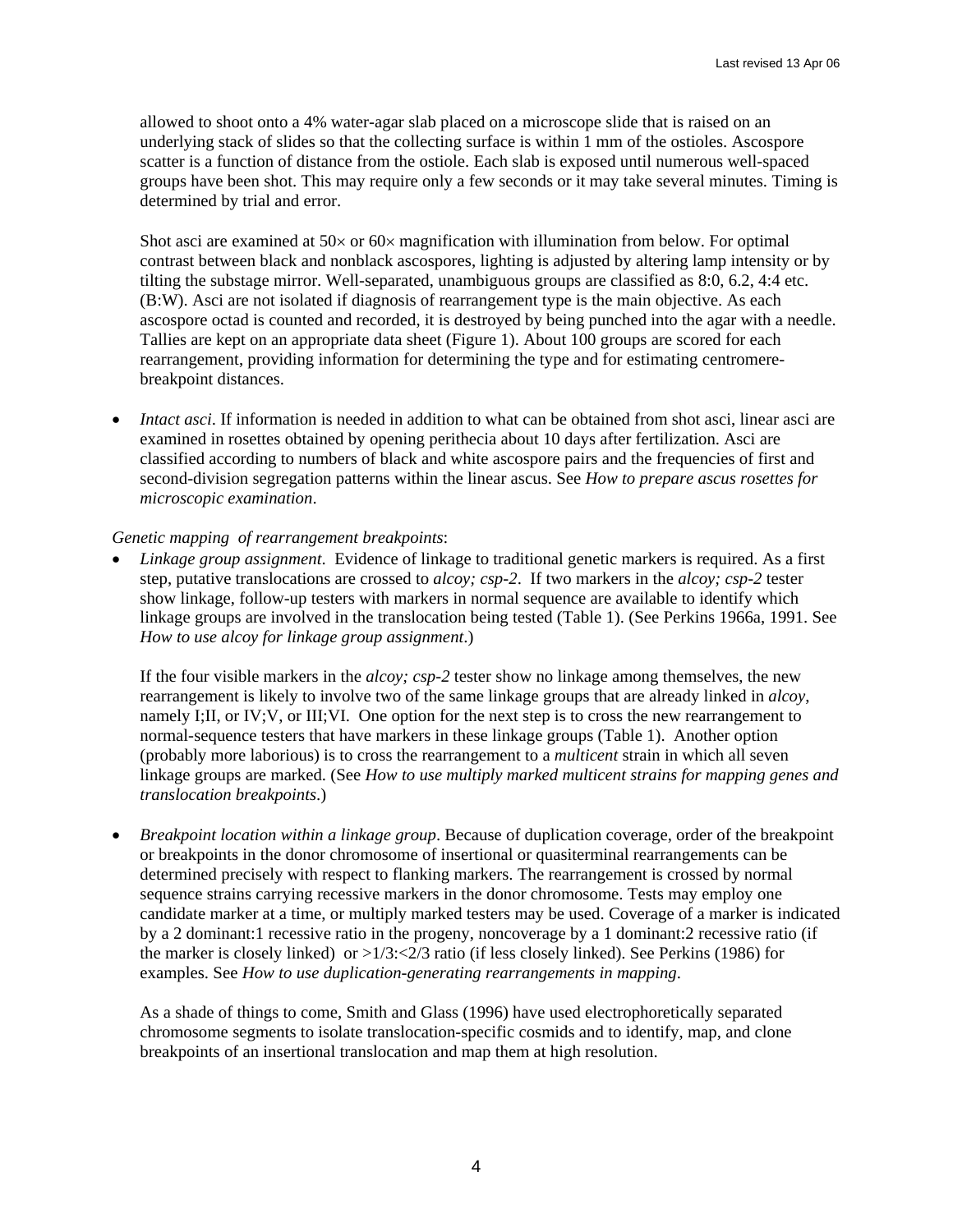allowed to shoot onto a 4% water-agar slab placed on a microscope slide that is raised on an underlying stack of slides so that the collecting surface is within 1 mm of the ostioles. Ascospore scatter is a function of distance from the ostiole. Each slab is exposed until numerous well-spaced groups have been shot. This may require only a few seconds or it may take several minutes. Timing is determined by trial and error.

Shot asci are examined at 50× or 60× magnification with illumination from below. For optimal contrast between black and nonblack ascospores, lighting is adjusted by altering lamp intensity or by tilting the substage mirror. Well-separated, unambiguous groups are classified as 8:0, 6.2, 4:4 etc. (B:W). Asci are not isolated if diagnosis of rearrangement type is the main objective. As each ascospore octad is counted and recorded, it is destroyed by being punched into the agar with a needle. Tallies are kept on an appropriate data sheet (Figure 1). About 100 groups are scored for each rearrangement, providing information for determining the type and for estimating centromere-breakpoint distances.

- *Intact asci*. If information is needed in addition to what can be obtained from shot asci, linear asci are examined in rosettes obtained by opening perithecia about 10 days after fertilization. Asci are classified according to numbers of black and white ascospore pairs and the frequencies of first and second-division segregation patterns within the linear ascus. See *How to prepare ascus rosettes for microscopic examination*.

*Genetic mapping of rearrangement breakpoints*:

- *Linkage group assignment*. Evidence of linkage to traditional genetic markers is required. As a first step, putative translocations are crossed to *alcoy; csp-2*. If two markers in the *alcoy; csp-2* tester show linkage, follow-up testers with markers in normal sequence are available to identify which linkage groups are involved in the translocation being tested (Table 1). (See Perkins 1966a, 1991. See *How to use alcoy for linkage group assignment*.)

  If the four visible markers in the *alcoy; csp-2* tester show no linkage among themselves, the new rearrangement is likely to involve two of the same linkage groups that are already linked in *alcoy*, namely I;II, or IV;V, or III;VI. One option for the next step is to cross the new rearrangement to normal-sequence testers that have markers in these linkage groups (Table 1). Another option (probably more laborious) is to cross the rearrangement to a *multicent* strain in which all seven linkage groups are marked. (See *How to use multiply marked multicent strains for mapping genes and translocation breakpoints*.)

- *Breakpoint location within a linkage group*. Because of duplication coverage, order of the breakpoint or breakpoints in the donor chromosome of insertional or quasiterminal rearrangements can be determined precisely with respect to flanking markers. The rearrangement is crossed by normal sequence strains carrying recessive markers in the donor chromosome. Tests may employ one candidate marker at a time, or multiply marked testers may be used. Coverage of a marker is indicated by a 2 dominant:1 recessive ratio in the progeny, noncoverage by a 1 dominant:2 recessive ratio (if the marker is closely linked) or >1/3:<2/3 ratio (if less closely linked). See Perkins (1986) for examples. See *How to use duplication-generating rearrangements in mapping*.

  As a shade of things to come, Smith and Glass (1996) have used electrophoretically separated chromosome segments to isolate translocation-specific cosmids and to identify, map, and clone breakpoints of an insertional translocation and map them at high resolution.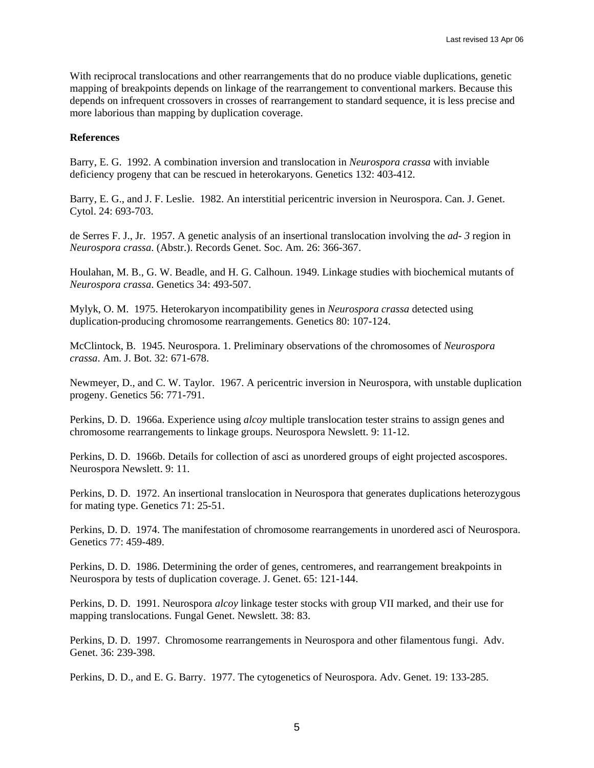With reciprocal translocations and other rearrangements that do no produce viable duplications, genetic mapping of breakpoints depends on linkage of the rearrangement to conventional markers. Because this depends on infrequent crossovers in crosses of rearrangement to standard sequence, it is less precise and more laborious than mapping by duplication coverage.

**References**

Barry, E. G. 1992. A combination inversion and translocation in *Neurospora crassa* with inviable deficiency progeny that can be rescued in heterokaryons. Genetics 132: 403-412.

Barry, E. G., and J. F. Leslie. 1982. An interstitial pericentric inversion in Neurospora. Can. J. Genet. Cytol. 24: 693-703.

de Serres F. J., Jr. 1957. A genetic analysis of an insertional translocation involving the *ad- 3* region in *Neurospora crassa*. (Abstr.). Records Genet. Soc. Am. 26: 366-367.

Houlahan, M. B., G. W. Beadle, and H. G. Calhoun. 1949. Linkage studies with biochemical mutants of *Neurospora crassa*. Genetics 34: 493-507.

Mylyk, O. M. 1975. Heterokaryon incompatibility genes in *Neurospora crassa* detected using duplication-producing chromosome rearrangements. Genetics 80: 107-124.

McClintock, B. 1945. Neurospora. 1. Preliminary observations of the chromosomes of *Neurospora crassa*. Am. J. Bot. 32: 671-678.

Newmeyer, D., and C. W. Taylor. 1967. A pericentric inversion in Neurospora, with unstable duplication progeny. Genetics 56: 771-791.

Perkins, D. D. 1966a. Experience using *alcoy* multiple translocation tester strains to assign genes and chromosome rearrangements to linkage groups. Neurospora Newslett. 9: 11-12.

Perkins, D. D. 1966b. Details for collection of asci as unordered groups of eight projected ascospores. Neurospora Newslett. 9: 11.

Perkins, D. D. 1972. An insertional translocation in Neurospora that generates duplications heterozygous for mating type. Genetics 71: 25-51.

Perkins, D. D. 1974. The manifestation of chromosome rearrangements in unordered asci of Neurospora. Genetics 77: 459-489.

Perkins, D. D. 1986. Determining the order of genes, centromeres, and rearrangement breakpoints in Neurospora by tests of duplication coverage. J. Genet. 65: 121-144.

Perkins, D. D. 1991. Neurospora *alcoy* linkage tester stocks with group VII marked, and their use for mapping translocations. Fungal Genet. Newslett. 38: 83.

Perkins, D. D. 1997. Chromosome rearrangements in Neurospora and other filamentous fungi. Adv. Genet. 36: 239-398.

Perkins, D. D., and E. G. Barry. 1977. The cytogenetics of Neurospora. Adv. Genet. 19: 133-285.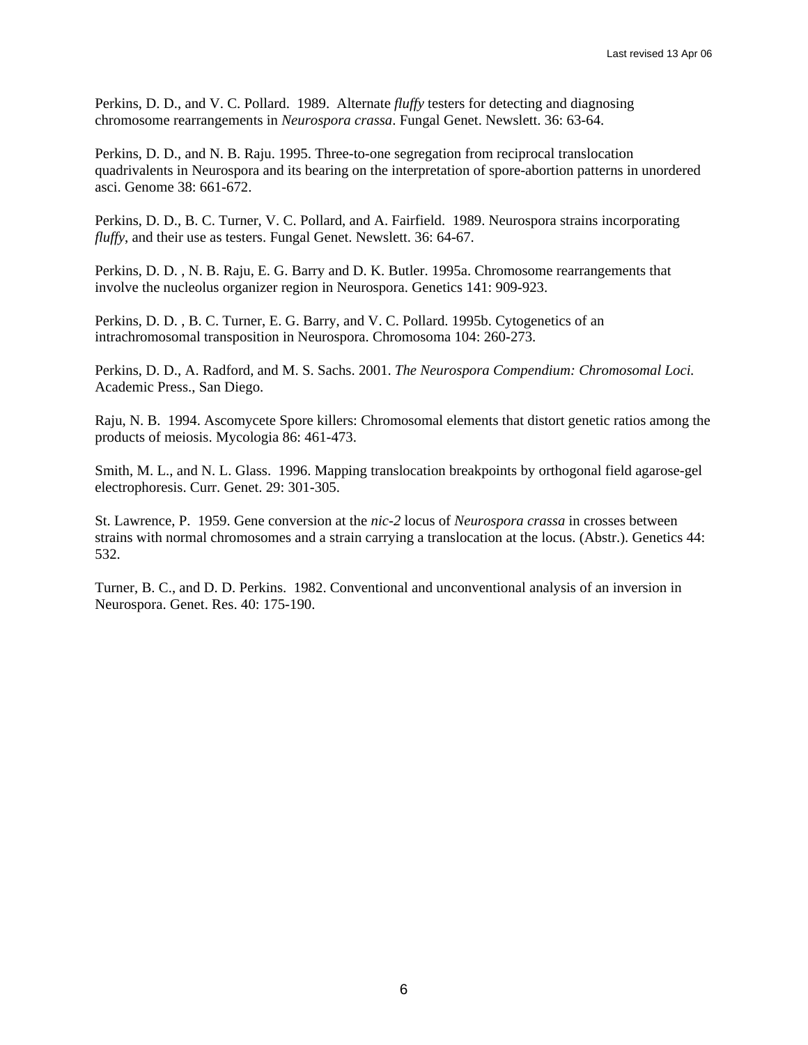Perkins, D. D., and V. C. Pollard. 1989. Alternate *fluffy* testers for detecting and diagnosing chromosome rearrangements in *Neurospora crassa*. Fungal Genet. Newslett. 36: 63-64.

Perkins, D. D., and N. B. Raju. 1995. Three-to-one segregation from reciprocal translocation quadrivalents in Neurospora and its bearing on the interpretation of spore-abortion patterns in unordered asci. Genome 38: 661-672.

Perkins, D. D., B. C. Turner, V. C. Pollard, and A. Fairfield. 1989. Neurospora strains incorporating *fluffy*, and their use as testers. Fungal Genet. Newslett. 36: 64-67.

Perkins, D. D. , N. B. Raju, E. G. Barry and D. K. Butler. 1995a. Chromosome rearrangements that involve the nucleolus organizer region in Neurospora. Genetics 141: 909-923.

Perkins, D. D. , B. C. Turner, E. G. Barry, and V. C. Pollard. 1995b. Cytogenetics of an intrachromosomal transposition in Neurospora. Chromosoma 104: 260-273.

Perkins, D. D., A. Radford, and M. S. Sachs. 2001. *The Neurospora Compendium: Chromosomal Loci.* Academic Press., San Diego.

Raju, N. B. 1994. Ascomycete Spore killers: Chromosomal elements that distort genetic ratios among the products of meiosis. Mycologia 86: 461-473.

Smith, M. L., and N. L. Glass. 1996. Mapping translocation breakpoints by orthogonal field agarose-gel electrophoresis. Curr. Genet. 29: 301-305.

St. Lawrence, P. 1959. Gene conversion at the *nic-2* locus of *Neurospora crassa* in crosses between strains with normal chromosomes and a strain carrying a translocation at the locus. (Abstr.). Genetics 44: 532.

Turner, B. C., and D. D. Perkins. 1982. Conventional and unconventional analysis of an inversion in Neurospora. Genet. Res. 40: 175-190.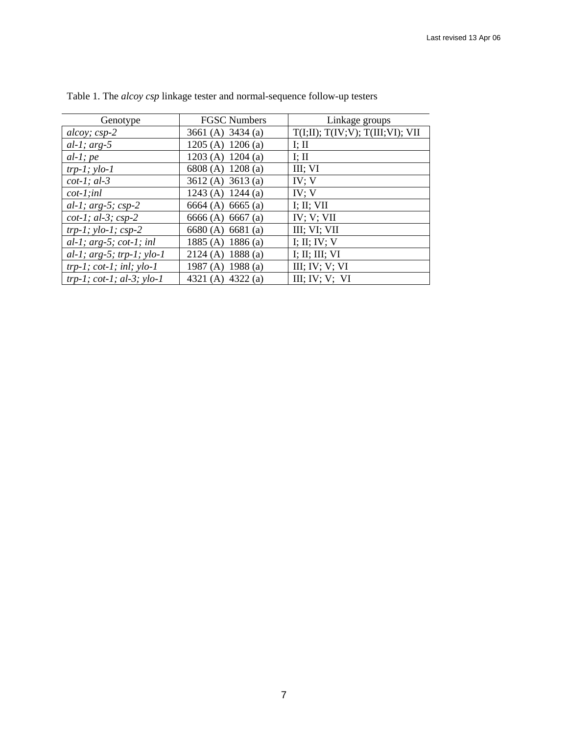Table 1. The *alcoy csp* linkage tester and normal-sequence follow-up testers

| Genotype | FGSC Numbers | Linkage groups |
|---|---|---|
| *alcoy; csp-2* | 3661 (A) 3434 (a) | T(I;II); T(IV;V); T(III;VI); VII |
| *al-1; arg-5* | 1205 (A) 1206 (a) | I; II |
| *al-1; pe* | 1203 (A) 1204 (a) | I; II |
| *trp-1; ylo-1* | 6808 (A) 1208 (a) | III; VI |
| *cot-1; al-3* | 3612 (A) 3613 (a) | IV; V |
| *cot-1;inl* | 1243 (A) 1244 (a) | IV; V |
| *al-1; arg-5; csp-2* | 6664 (A) 6665 (a) | I; II; VII |
| *cot-1; al-3; csp-2* | 6666 (A) 6667 (a) | IV; V; VII |
| *trp-1; ylo-1; csp-2* | 6680 (A) 6681 (a) | III; VI; VII |
| *al-1; arg-5; cot-1; inl* | 1885 (A) 1886 (a) | I; II; IV; V |
| *al-1; arg-5; trp-1; ylo-1* | 2124 (A) 1888 (a) | I; II; III; VI |
| *trp-1; cot-1; inl; ylo-1* | 1987 (A) 1988 (a) | III; IV; V; VI |
| *trp-1; cot-1; al-3; ylo-1* | 4321 (A) 4322 (a) | III; IV; V; VI |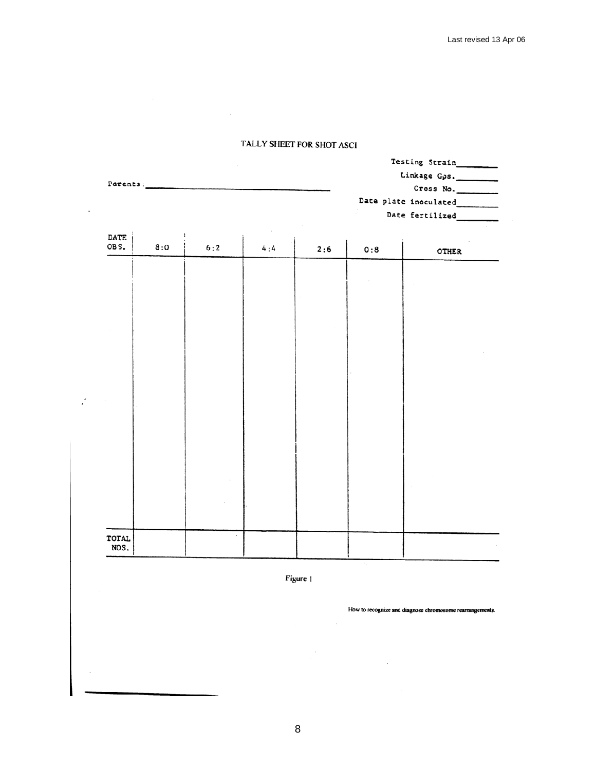# TALLY SHEET FOR SHOT ASCI

Testing Strain________
Linkage Gps.________
Cross No.________
Date plate inoculated________
Date fertilized________

Parents.________________________

| DATE OBS. | 8:0 | 6:2 | 4:4 | 2:6 | 0:8 | OTHER |
|---|---|---|---|---|---|---|
| | | | | | | |
| TOTAL NOS. | | | | | | |

Figure 1

How to recognize and diagnose chromosome rearrangements.